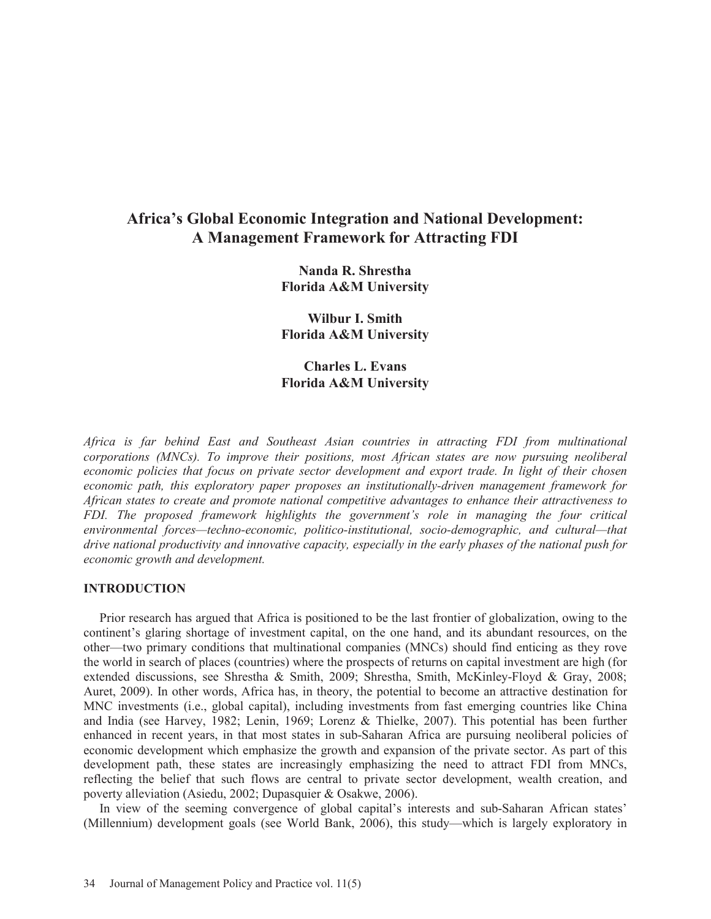# Africa's Global Economic Integration and National Development: A Management Framework for Attracting FDI

**Nanda R. Shrestha**
**Florida A&M University**

**Wilbur I. Smith**
**Florida A&M University**

**Charles L. Evans**
**Florida A&M University**

*Africa is far behind East and Southeast Asian countries in attracting FDI from multinational corporations (MNCs). To improve their positions, most African states are now pursuing neoliberal economic policies that focus on private sector development and export trade. In light of their chosen economic path, this exploratory paper proposes an institutionally-driven management framework for African states to create and promote national competitive advantages to enhance their attractiveness to FDI. The proposed framework highlights the government's role in managing the four critical environmental forces—techno-economic, politico-institutional, socio-demographic, and cultural—that drive national productivity and innovative capacity, especially in the early phases of the national push for economic growth and development.*

## INTRODUCTION

Prior research has argued that Africa is positioned to be the last frontier of globalization, owing to the continent's glaring shortage of investment capital, on the one hand, and its abundant resources, on the other—two primary conditions that multinational companies (MNCs) should find enticing as they rove the world in search of places (countries) where the prospects of returns on capital investment are high (for extended discussions, see Shrestha & Smith, 2009; Shrestha, Smith, McKinley-Floyd & Gray, 2008; Auret, 2009). In other words, Africa has, in theory, the potential to become an attractive destination for MNC investments (i.e., global capital), including investments from fast emerging countries like China and India (see Harvey, 1982; Lenin, 1969; Lorenz & Thielke, 2007). This potential has been further enhanced in recent years, in that most states in sub-Saharan Africa are pursuing neoliberal policies of economic development which emphasize the growth and expansion of the private sector. As part of this development path, these states are increasingly emphasizing the need to attract FDI from MNCs, reflecting the belief that such flows are central to private sector development, wealth creation, and poverty alleviation (Asiedu, 2002; Dupasquier & Osakwe, 2006).

In view of the seeming convergence of global capital's interests and sub-Saharan African states' (Millennium) development goals (see World Bank, 2006), this study—which is largely exploratory in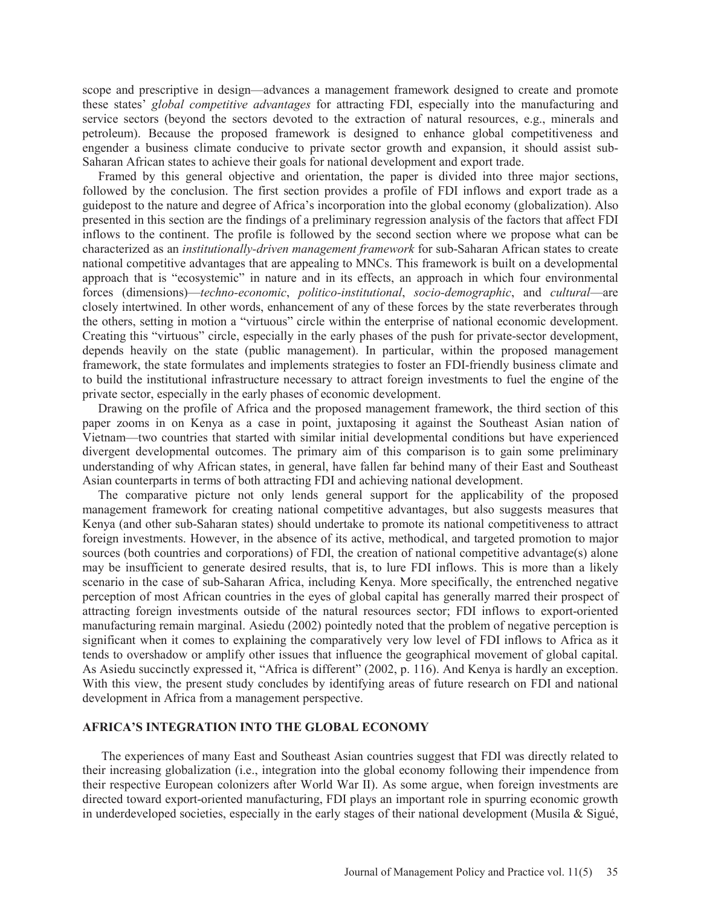scope and prescriptive in design—advances a management framework designed to create and promote these states' *global competitive advantages* for attracting FDI, especially into the manufacturing and service sectors (beyond the sectors devoted to the extraction of natural resources, e.g., minerals and petroleum). Because the proposed framework is designed to enhance global competitiveness and engender a business climate conducive to private sector growth and expansion, it should assist sub-Saharan African states to achieve their goals for national development and export trade.

Framed by this general objective and orientation, the paper is divided into three major sections, followed by the conclusion. The first section provides a profile of FDI inflows and export trade as a guidepost to the nature and degree of Africa's incorporation into the global economy (globalization). Also presented in this section are the findings of a preliminary regression analysis of the factors that affect FDI inflows to the continent. The profile is followed by the second section where we propose what can be characterized as an *institutionally-driven management framework* for sub-Saharan African states to create national competitive advantages that are appealing to MNCs. This framework is built on a developmental approach that is "ecosystemic" in nature and in its effects, an approach in which four environmental forces (dimensions)—*techno-economic*, *politico-institutional*, *socio-demographic*, and *cultural*—are closely intertwined. In other words, enhancement of any of these forces by the state reverberates through the others, setting in motion a "virtuous" circle within the enterprise of national economic development. Creating this "virtuous" circle, especially in the early phases of the push for private-sector development, depends heavily on the state (public management). In particular, within the proposed management framework, the state formulates and implements strategies to foster an FDI-friendly business climate and to build the institutional infrastructure necessary to attract foreign investments to fuel the engine of the private sector, especially in the early phases of economic development.

Drawing on the profile of Africa and the proposed management framework, the third section of this paper zooms in on Kenya as a case in point, juxtaposing it against the Southeast Asian nation of Vietnam—two countries that started with similar initial developmental conditions but have experienced divergent developmental outcomes. The primary aim of this comparison is to gain some preliminary understanding of why African states, in general, have fallen far behind many of their East and Southeast Asian counterparts in terms of both attracting FDI and achieving national development.

The comparative picture not only lends general support for the applicability of the proposed management framework for creating national competitive advantages, but also suggests measures that Kenya (and other sub-Saharan states) should undertake to promote its national competitiveness to attract foreign investments. However, in the absence of its active, methodical, and targeted promotion to major sources (both countries and corporations) of FDI, the creation of national competitive advantage(s) alone may be insufficient to generate desired results, that is, to lure FDI inflows. This is more than a likely scenario in the case of sub-Saharan Africa, including Kenya. More specifically, the entrenched negative perception of most African countries in the eyes of global capital has generally marred their prospect of attracting foreign investments outside of the natural resources sector; FDI inflows to export-oriented manufacturing remain marginal. Asiedu (2002) pointedly noted that the problem of negative perception is significant when it comes to explaining the comparatively very low level of FDI inflows to Africa as it tends to overshadow or amplify other issues that influence the geographical movement of global capital. As Asiedu succinctly expressed it, "Africa is different" (2002, p. 116). And Kenya is hardly an exception. With this view, the present study concludes by identifying areas of future research on FDI and national development in Africa from a management perspective.

## AFRICA'S INTEGRATION INTO THE GLOBAL ECONOMY

The experiences of many East and Southeast Asian countries suggest that FDI was directly related to their increasing globalization (i.e., integration into the global economy following their impendence from their respective European colonizers after World War II). As some argue, when foreign investments are directed toward export-oriented manufacturing, FDI plays an important role in spurring economic growth in underdeveloped societies, especially in the early stages of their national development (Musila & Sigué,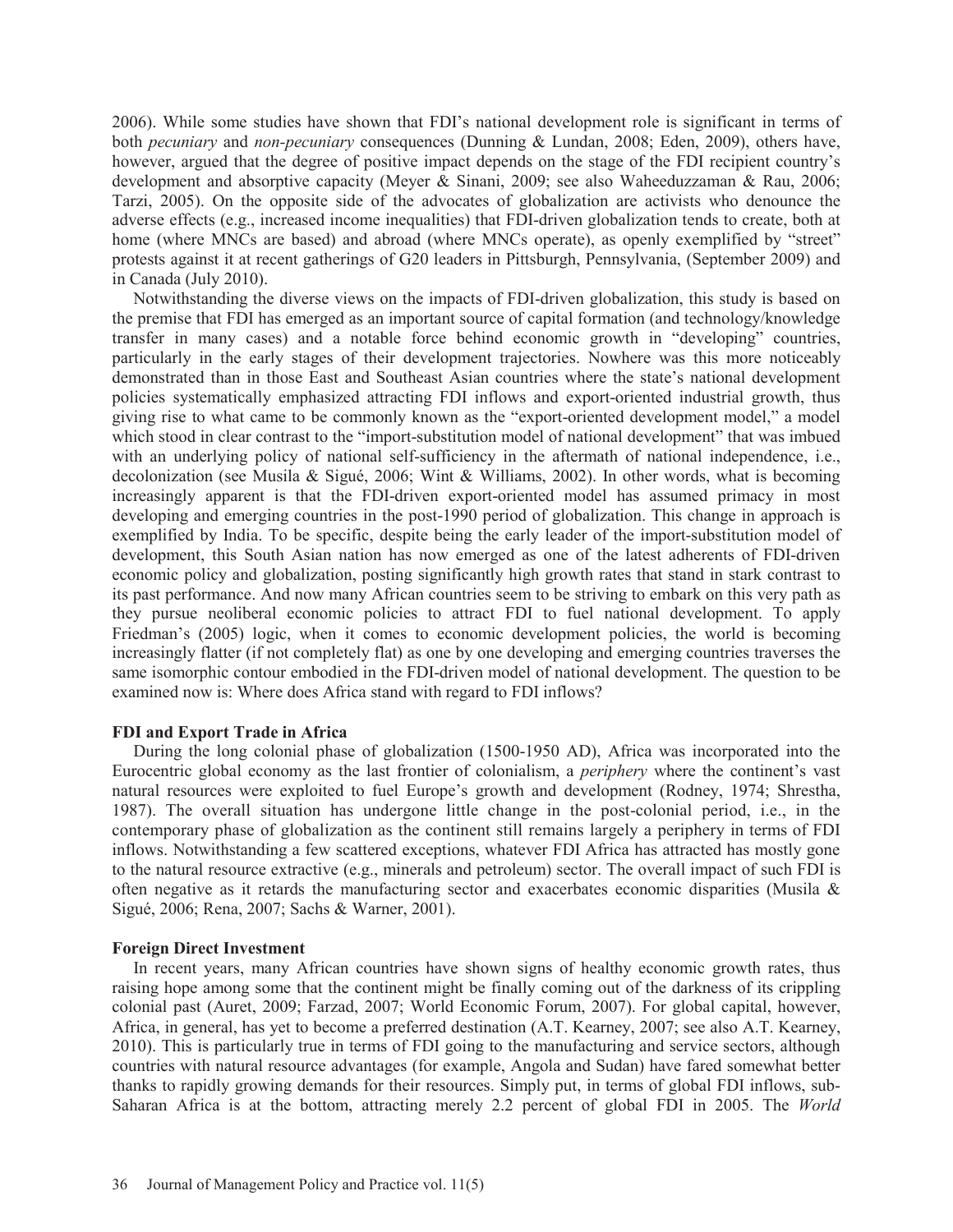2006). While some studies have shown that FDI's national development role is significant in terms of both *pecuniary* and *non-pecuniary* consequences (Dunning & Lundan, 2008; Eden, 2009), others have, however, argued that the degree of positive impact depends on the stage of the FDI recipient country's development and absorptive capacity (Meyer & Sinani, 2009; see also Waheeduzzaman & Rau, 2006; Tarzi, 2005). On the opposite side of the advocates of globalization are activists who denounce the adverse effects (e.g., increased income inequalities) that FDI-driven globalization tends to create, both at home (where MNCs are based) and abroad (where MNCs operate), as openly exemplified by "street" protests against it at recent gatherings of G20 leaders in Pittsburgh, Pennsylvania, (September 2009) and in Canada (July 2010).

Notwithstanding the diverse views on the impacts of FDI-driven globalization, this study is based on the premise that FDI has emerged as an important source of capital formation (and technology/knowledge transfer in many cases) and a notable force behind economic growth in "developing" countries, particularly in the early stages of their development trajectories. Nowhere was this more noticeably demonstrated than in those East and Southeast Asian countries where the state's national development policies systematically emphasized attracting FDI inflows and export-oriented industrial growth, thus giving rise to what came to be commonly known as the "export-oriented development model," a model which stood in clear contrast to the "import-substitution model of national development" that was imbued with an underlying policy of national self-sufficiency in the aftermath of national independence, i.e., decolonization (see Musila & Sigué, 2006; Wint & Williams, 2002). In other words, what is becoming increasingly apparent is that the FDI-driven export-oriented model has assumed primacy in most developing and emerging countries in the post-1990 period of globalization. This change in approach is exemplified by India. To be specific, despite being the early leader of the import-substitution model of development, this South Asian nation has now emerged as one of the latest adherents of FDI-driven economic policy and globalization, posting significantly high growth rates that stand in stark contrast to its past performance. And now many African countries seem to be striving to embark on this very path as they pursue neoliberal economic policies to attract FDI to fuel national development. To apply Friedman's (2005) logic, when it comes to economic development policies, the world is becoming increasingly flatter (if not completely flat) as one by one developing and emerging countries traverses the same isomorphic contour embodied in the FDI-driven model of national development. The question to be examined now is: Where does Africa stand with regard to FDI inflows?

## FDI and Export Trade in Africa

During the long colonial phase of globalization (1500-1950 AD), Africa was incorporated into the Eurocentric global economy as the last frontier of colonialism, a *periphery* where the continent's vast natural resources were exploited to fuel Europe's growth and development (Rodney, 1974; Shrestha, 1987). The overall situation has undergone little change in the post-colonial period, i.e., in the contemporary phase of globalization as the continent still remains largely a periphery in terms of FDI inflows. Notwithstanding a few scattered exceptions, whatever FDI Africa has attracted has mostly gone to the natural resource extractive (e.g., minerals and petroleum) sector. The overall impact of such FDI is often negative as it retards the manufacturing sector and exacerbates economic disparities (Musila & Sigué, 2006; Rena, 2007; Sachs & Warner, 2001).

### Foreign Direct Investment

In recent years, many African countries have shown signs of healthy economic growth rates, thus raising hope among some that the continent might be finally coming out of the darkness of its crippling colonial past (Auret, 2009; Farzad, 2007; World Economic Forum, 2007). For global capital, however, Africa, in general, has yet to become a preferred destination (A.T. Kearney, 2007; see also A.T. Kearney, 2010). This is particularly true in terms of FDI going to the manufacturing and service sectors, although countries with natural resource advantages (for example, Angola and Sudan) have fared somewhat better thanks to rapidly growing demands for their resources. Simply put, in terms of global FDI inflows, sub-Saharan Africa is at the bottom, attracting merely 2.2 percent of global FDI in 2005. The *World*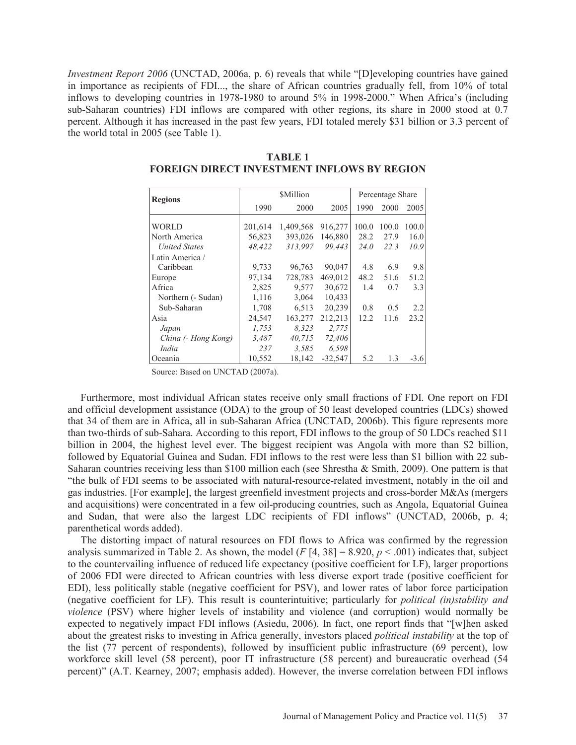*Investment Report 2006* (UNCTAD, 2006a, p. 6) reveals that while "[D]eveloping countries have gained in importance as recipients of FDI..., the share of African countries gradually fell, from 10% of total inflows to developing countries in 1978-1980 to around 5% in 1998-2000." When Africa's (including sub-Saharan countries) FDI inflows are compared with other regions, its share in 2000 stood at 0.7 percent. Although it has increased in the past few years, FDI totaled merely $31 billion or 3.3 percent of the world total in 2005 (see Table 1).

**TABLE 1**
**FOREIGN DIRECT INVESTMENT INFLOWS BY REGION**

| Regions | $Million | | | Percentage Share | | |
|---|---|---|---|---|---|---|
| | 1990 | 2000 | 2005 | 1990 | 2000 | 2005 |
| WORLD | 201,614 | 1,409,568 | 916,277 | 100.0 | 100.0 | 100.0 |
| North America | 56,823 | 393,026 | 146,880 | 28.2 | 27.9 | 16.0 |
| *United States* | *48,422* | *313,997* | *99,443* | *24.0* | *22.3* | *10.9* |
| Latin America / Caribbean | 9,733 | 96,763 | 90,047 | 4.8 | 6.9 | 9.8 |
| Europe | 97,134 | 728,783 | 469,012 | 48.2 | 51.6 | 51.2 |
| Africa | 2,825 | 9,577 | 30,672 | 1.4 | 0.7 | 3.3 |
| Northern (- Sudan) | 1,116 | 3,064 | 10,433 | | | |
| Sub-Saharan | 1,708 | 6,513 | 20,239 | 0.8 | 0.5 | 2.2 |
| Asia | 24,547 | 163,277 | 212,213 | 12.2 | 11.6 | 23.2 |
| *Japan* | *1,753* | *8,323* | *2,775* | | | |
| *China (- Hong Kong)* | *3,487* | *40,715* | *72,406* | | | |
| *India* | *237* | *3,585* | *6,598* | | | |
| Oceania | 10,552 | 18,142 | -32,547 | 5.2 | 1.3 | -3.6 |

Source: Based on UNCTAD (2007a).

Furthermore, most individual African states receive only small fractions of FDI. One report on FDI and official development assistance (ODA) to the group of 50 least developed countries (LDCs) showed that 34 of them are in Africa, all in sub-Saharan Africa (UNCTAD, 2006b). This figure represents more than two-thirds of sub-Sahara. According to this report, FDI inflows to the group of 50 LDCs reached $11 billion in 2004, the highest level ever. The biggest recipient was Angola with more than $2 billion, followed by Equatorial Guinea and Sudan. FDI inflows to the rest were less than $1 billion with 22 sub-Saharan countries receiving less than $100 million each (see Shrestha & Smith, 2009). One pattern is that "the bulk of FDI seems to be associated with natural-resource-related investment, notably in the oil and gas industries. [For example], the largest greenfield investment projects and cross-border M&As (mergers and acquisitions) were concentrated in a few oil-producing countries, such as Angola, Equatorial Guinea and Sudan, that were also the largest LDC recipients of FDI inflows" (UNCTAD, 2006b, p. 4; parenthetical words added).

The distorting impact of natural resources on FDI flows to Africa was confirmed by the regression analysis summarized in Table 2. As shown, the model ($F$ [4, 38] = 8.920, $p < .001$) indicates that, subject to the countervailing influence of reduced life expectancy (positive coefficient for LF), larger proportions of 2006 FDI were directed to African countries with less diverse export trade (positive coefficient for EDI), less politically stable (negative coefficient for PSV), and lower rates of labor force participation (negative coefficient for LF). This result is counterintuitive; particularly for *political (in)stability and violence* (PSV) where higher levels of instability and violence (and corruption) would normally be expected to negatively impact FDI inflows (Asiedu, 2006). In fact, one report finds that "[w]hen asked about the greatest risks to investing in Africa generally, investors placed *political instability* at the top of the list (77 percent of respondents), followed by insufficient public infrastructure (69 percent), low workforce skill level (58 percent), poor IT infrastructure (58 percent) and bureaucratic overhead (54 percent)" (A.T. Kearney, 2007; emphasis added). However, the inverse correlation between FDI inflows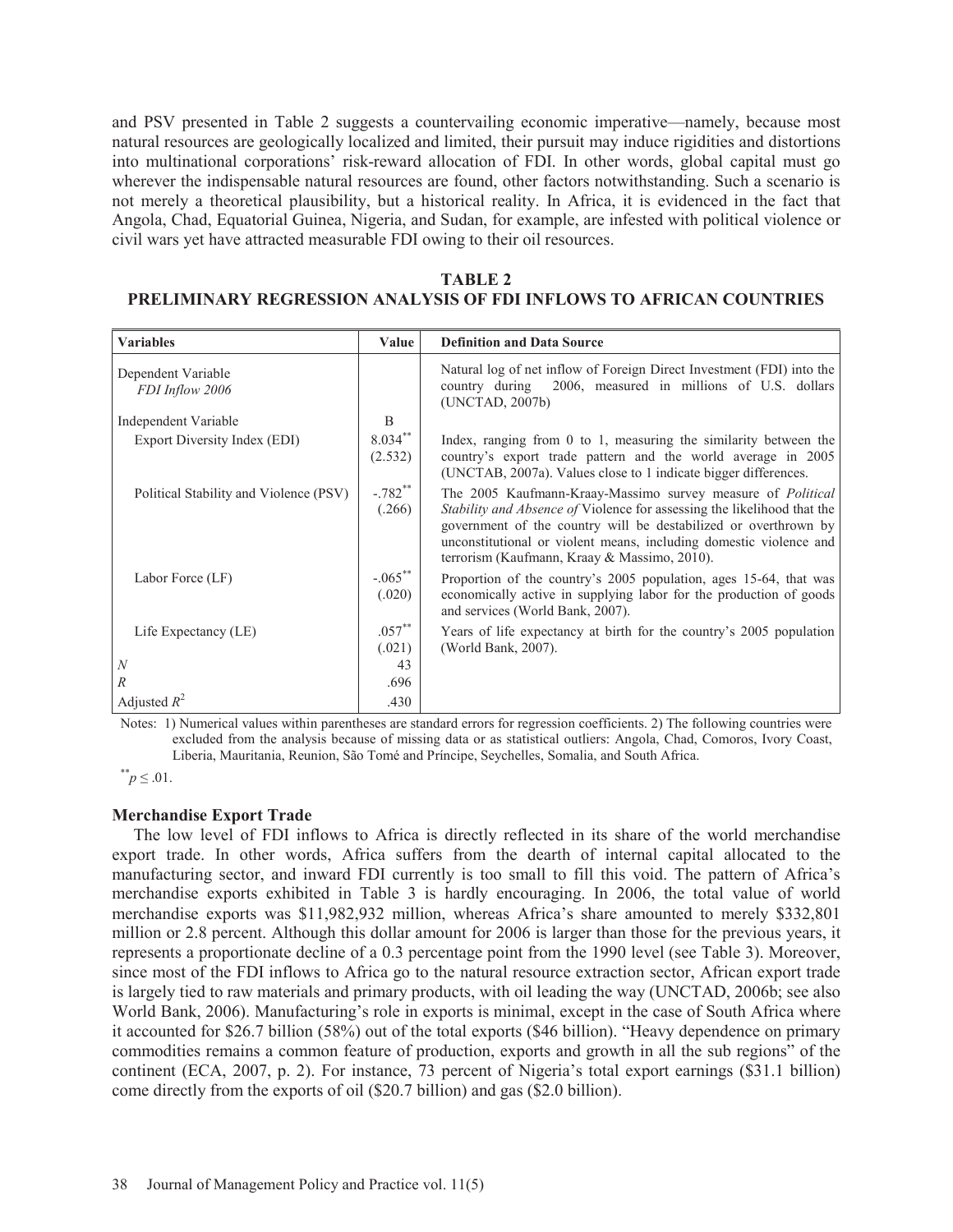and PSV presented in Table 2 suggests a countervailing economic imperative—namely, because most natural resources are geologically localized and limited, their pursuit may induce rigidities and distortions into multinational corporations' risk-reward allocation of FDI. In other words, global capital must go wherever the indispensable natural resources are found, other factors notwithstanding. Such a scenario is not merely a theoretical plausibility, but a historical reality. In Africa, it is evidenced in the fact that Angola, Chad, Equatorial Guinea, Nigeria, and Sudan, for example, are infested with political violence or civil wars yet have attracted measurable FDI owing to their oil resources.

**TABLE 2**
**PRELIMINARY REGRESSION ANALYSIS OF FDI INFLOWS TO AFRICAN COUNTRIES**

| Variables | Value | Definition and Data Source |
|---|---|---|
| Dependent Variable<br>*FDI Inflow 2006* | | Natural log of net inflow of Foreign Direct Investment (FDI) into the country during 2006, measured in millions of U.S. dollars (UNCTAD, 2007b) |
| Independent Variable | B | |
| Export Diversity Index (EDI) | $8.034^{**}$<br>(2.532) | Index, ranging from 0 to 1, measuring the similarity between the country's export trade pattern and the world average in 2005 (UNCTAB, 2007a). Values close to 1 indicate bigger differences. |
| Political Stability and Violence (PSV) | $-.782^{**}$<br>(.266) | The 2005 Kaufmann-Kraay-Massimo survey measure of *Political Stability and Absence of* Violence for assessing the likelihood that the government of the country will be destabilized or overthrown by unconstitutional or violent means, including domestic violence and terrorism (Kaufmann, Kraay & Massimo, 2010). |
| Labor Force (LF) | $-.065^{**}$<br>(.020) | Proportion of the country's 2005 population, ages 15-64, that was economically active in supplying labor for the production of goods and services (World Bank, 2007). |
| Life Expectancy (LE) | $.057^{**}$<br>(.021) | Years of life expectancy at birth for the country's 2005 population (World Bank, 2007). |
| $N$ | 43 | |
| $R$ | .696 | |
| Adjusted $R^2$ | .430 | |

Notes: 1) Numerical values within parentheses are standard errors for regression coefficients. 2) The following countries were excluded from the analysis because of missing data or as statistical outliers: Angola, Chad, Comoros, Ivory Coast, Liberia, Mauritania, Reunion, São Tomé and Príncipe, Seychelles, Somalia, and South Africa.

$^{**}p \leq .01$.

### Merchandise Export Trade

The low level of FDI inflows to Africa is directly reflected in its share of the world merchandise export trade. In other words, Africa suffers from the dearth of internal capital allocated to the manufacturing sector, and inward FDI currently is too small to fill this void. The pattern of Africa's merchandise exports exhibited in Table 3 is hardly encouraging. In 2006, the total value of world merchandise exports was $11,982,932 million, whereas Africa's share amounted to merely $332,801 million or 2.8 percent. Although this dollar amount for 2006 is larger than those for the previous years, it represents a proportionate decline of a 0.3 percentage point from the 1990 level (see Table 3). Moreover, since most of the FDI inflows to Africa go to the natural resource extraction sector, African export trade is largely tied to raw materials and primary products, with oil leading the way (UNCTAD, 2006b; see also World Bank, 2006). Manufacturing's role in exports is minimal, except in the case of South Africa where it accounted for $26.7 billion (58%) out of the total exports ($46 billion). "Heavy dependence on primary commodities remains a common feature of production, exports and growth in all the sub regions" of the continent (ECA, 2007, p. 2). For instance, 73 percent of Nigeria's total export earnings ($31.1 billion) come directly from the exports of oil ($20.7 billion) and gas ($2.0 billion).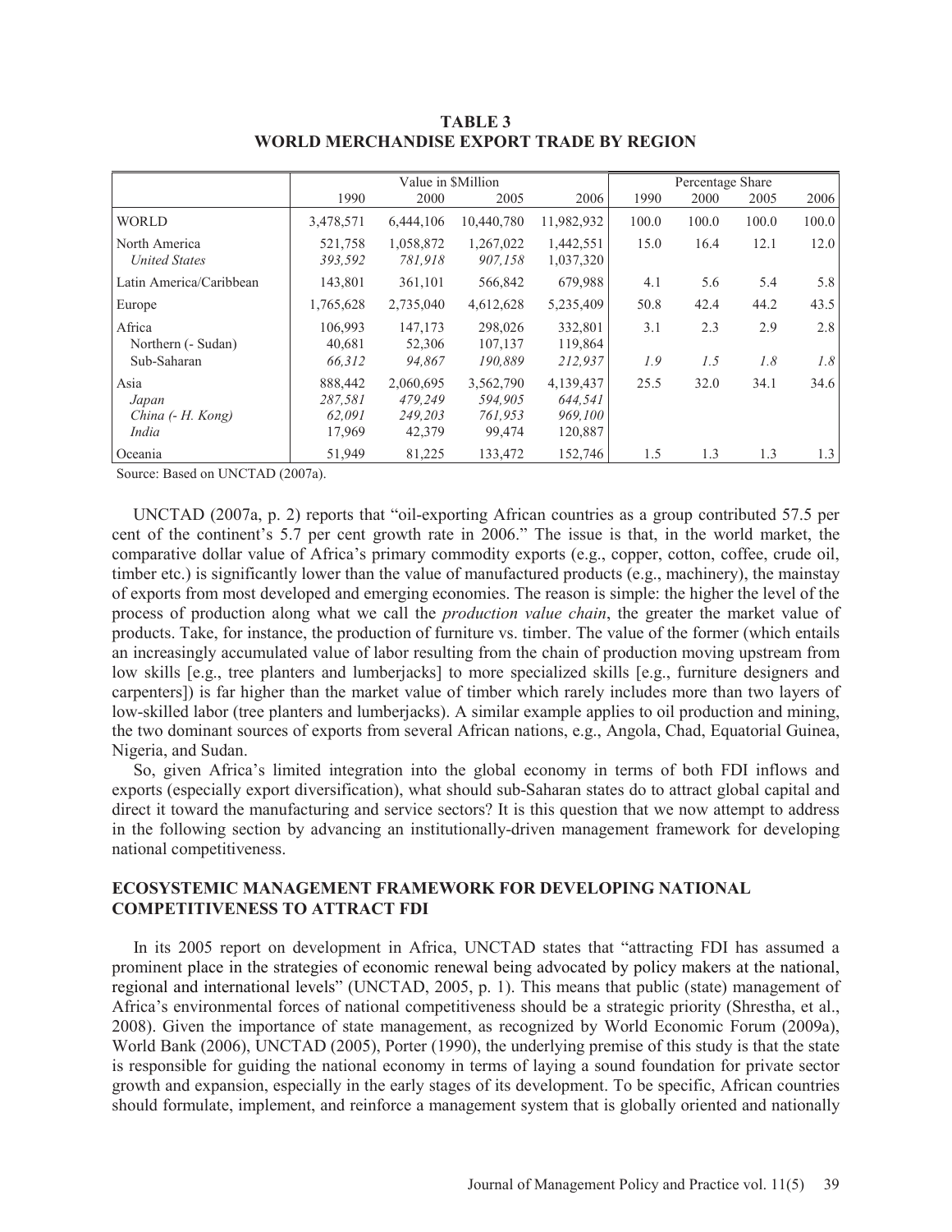**TABLE 3**
**WORLD MERCHANDISE EXPORT TRADE BY REGION**

| | Value in $Million | | | | Percentage Share | | | |
|---|---|---|---|---|---|---|---|---|
| | 1990 | 2000 | 2005 | 2006 | 1990 | 2000 | 2005 | 2006 |
| WORLD | 3,478,571 | 6,444,106 | 10,440,780 | 11,982,932 | 100.0 | 100.0 | 100.0 | 100.0 |
| North America | 521,758 | 1,058,872 | 1,267,022 | 1,442,551 | 15.0 | 16.4 | 12.1 | 12.0 |
| *United States* | *393,592* | *781,918* | *907,158* | 1,037,320 | | | | |
| Latin America/Caribbean | 143,801 | 361,101 | 566,842 | 679,988 | 4.1 | 5.6 | 5.4 | 5.8 |
| Europe | 1,765,628 | 2,735,040 | 4,612,628 | 5,235,409 | 50.8 | 42.4 | 44.2 | 43.5 |
| Africa | 106,993 | 147,173 | 298,026 | 332,801 | 3.1 | 2.3 | 2.9 | 2.8 |
| Northern (- Sudan) | 40,681 | 52,306 | 107,137 | 119,864 | | | | |
| Sub-Saharan | *66,312* | *94,867* | *190,889* | *212,937* | *1.9* | *1.5* | *1.8* | *1.8* |
| Asia | 888,442 | 2,060,695 | 3,562,790 | 4,139,437 | 25.5 | 32.0 | 34.1 | 34.6 |
| *Japan* | *287,581* | *479,249* | *594,905* | *644,541* | | | | |
| *China (- H. Kong)* | *62,091* | *249,203* | *761,953* | *969,100* | | | | |
| *India* | 17,969 | 42,379 | 99,474 | 120,887 | | | | |
| Oceania | 51,949 | 81,225 | 133,472 | 152,746 | 1.5 | 1.3 | 1.3 | 1.3 |

Source: Based on UNCTAD (2007a).

UNCTAD (2007a, p. 2) reports that "oil-exporting African countries as a group contributed 57.5 per cent of the continent's 5.7 per cent growth rate in 2006." The issue is that, in the world market, the comparative dollar value of Africa's primary commodity exports (e.g., copper, cotton, coffee, crude oil, timber etc.) is significantly lower than the value of manufactured products (e.g., machinery), the mainstay of exports from most developed and emerging economies. The reason is simple: the higher the level of the process of production along what we call the *production value chain*, the greater the market value of products. Take, for instance, the production of furniture vs. timber. The value of the former (which entails an increasingly accumulated value of labor resulting from the chain of production moving upstream from low skills [e.g., tree planters and lumberjacks] to more specialized skills [e.g., furniture designers and carpenters]) is far higher than the market value of timber which rarely includes more than two layers of low-skilled labor (tree planters and lumberjacks). A similar example applies to oil production and mining, the two dominant sources of exports from several African nations, e.g., Angola, Chad, Equatorial Guinea, Nigeria, and Sudan.

So, given Africa's limited integration into the global economy in terms of both FDI inflows and exports (especially export diversification), what should sub-Saharan states do to attract global capital and direct it toward the manufacturing and service sectors? It is this question that we now attempt to address in the following section by advancing an institutionally-driven management framework for developing national competitiveness.

## ECOSYSTEMIC MANAGEMENT FRAMEWORK FOR DEVELOPING NATIONAL COMPETITIVENESS TO ATTRACT FDI

In its 2005 report on development in Africa, UNCTAD states that "attracting FDI has assumed a prominent place in the strategies of economic renewal being advocated by policy makers at the national, regional and international levels" (UNCTAD, 2005, p. 1). This means that public (state) management of Africa's environmental forces of national competitiveness should be a strategic priority (Shrestha, et al., 2008). Given the importance of state management, as recognized by World Economic Forum (2009a), World Bank (2006), UNCTAD (2005), Porter (1990), the underlying premise of this study is that the state is responsible for guiding the national economy in terms of laying a sound foundation for private sector growth and expansion, especially in the early stages of its development. To be specific, African countries should formulate, implement, and reinforce a management system that is globally oriented and nationally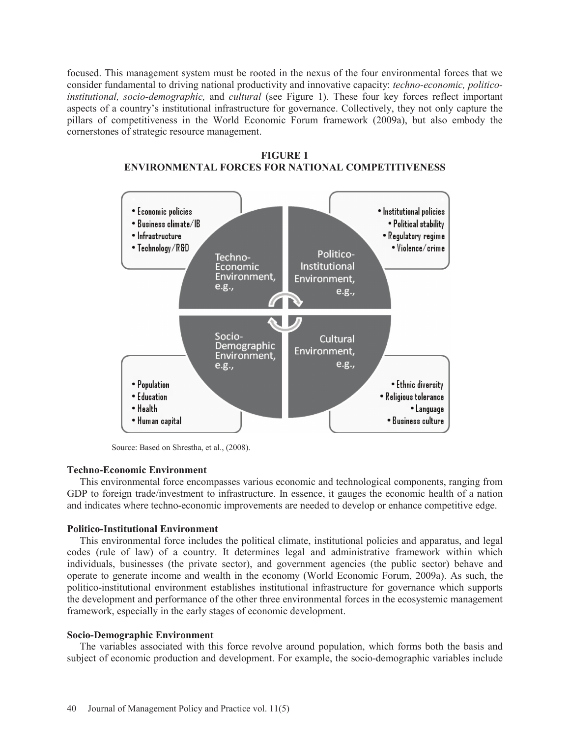focused. This management system must be rooted in the nexus of the four environmental forces that we consider fundamental to driving national productivity and innovative capacity: *techno-economic, politico-institutional, socio-demographic,* and *cultural* (see Figure 1). These four key forces reflect important aspects of a country's institutional infrastructure for governance. Collectively, they not only capture the pillars of competitiveness in the World Economic Forum framework (2009a), but also embody the cornerstones of strategic resource management.

**FIGURE 1**
**ENVIRONMENTAL FORCES FOR NATIONAL COMPETITIVENESS**

Techno-Economic Environment, e.g.,
- Economic policies
- Business climate/IB
- Infrastructure
- Technology/R&D

Politico-Institutional Environment, e.g.,
- Institutional policies
- Political stability
- Regulatory regime
- Violence/crime

Socio-Demographic Environment, e.g.,
- Population
- Education
- Health
- Human capital

Cultural Environment, e.g.,
- Ethnic diversity
- Religious tolerance
- Language
- Business culture

Source: Based on Shrestha, et al., (2008).

### Techno-Economic Environment

This environmental force encompasses various economic and technological components, ranging from GDP to foreign trade/investment to infrastructure. In essence, it gauges the economic health of a nation and indicates where techno-economic improvements are needed to develop or enhance competitive edge.

### Politico-Institutional Environment

This environmental force includes the political climate, institutional policies and apparatus, and legal codes (rule of law) of a country. It determines legal and administrative framework within which individuals, businesses (the private sector), and government agencies (the public sector) behave and operate to generate income and wealth in the economy (World Economic Forum, 2009a). As such, the politico-institutional environment establishes institutional infrastructure for governance which supports the development and performance of the other three environmental forces in the ecosystemic management framework, especially in the early stages of economic development.

### Socio-Demographic Environment

The variables associated with this force revolve around population, which forms both the basis and subject of economic production and development. For example, the socio-demographic variables include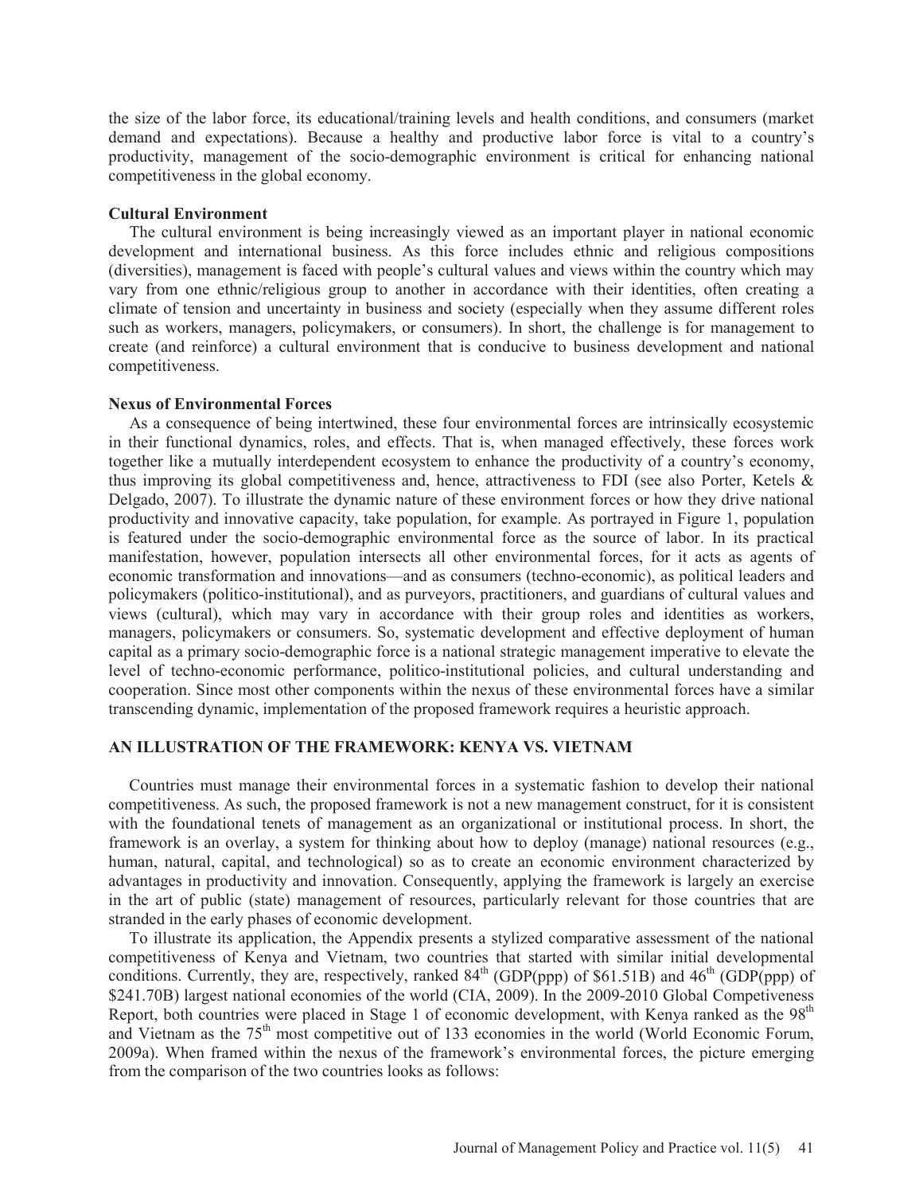the size of the labor force, its educational/training levels and health conditions, and consumers (market demand and expectations). Because a healthy and productive labor force is vital to a country's productivity, management of the socio-demographic environment is critical for enhancing national competitiveness in the global economy.

### Cultural Environment

The cultural environment is being increasingly viewed as an important player in national economic development and international business. As this force includes ethnic and religious compositions (diversities), management is faced with people's cultural values and views within the country which may vary from one ethnic/religious group to another in accordance with their identities, often creating a climate of tension and uncertainty in business and society (especially when they assume different roles such as workers, managers, policymakers, or consumers). In short, the challenge is for management to create (and reinforce) a cultural environment that is conducive to business development and national competitiveness.

### Nexus of Environmental Forces

As a consequence of being intertwined, these four environmental forces are intrinsically ecosystemic in their functional dynamics, roles, and effects. That is, when managed effectively, these forces work together like a mutually interdependent ecosystem to enhance the productivity of a country's economy, thus improving its global competitiveness and, hence, attractiveness to FDI (see also Porter, Ketels & Delgado, 2007). To illustrate the dynamic nature of these environment forces or how they drive national productivity and innovative capacity, take population, for example. As portrayed in Figure 1, population is featured under the socio-demographic environmental force as the source of labor. In its practical manifestation, however, population intersects all other environmental forces, for it acts as agents of economic transformation and innovations—and as consumers (techno-economic), as political leaders and policymakers (politico-institutional), and as purveyors, practitioners, and guardians of cultural values and views (cultural), which may vary in accordance with their group roles and identities as workers, managers, policymakers or consumers. So, systematic development and effective deployment of human capital as a primary socio-demographic force is a national strategic management imperative to elevate the level of techno-economic performance, politico-institutional policies, and cultural understanding and cooperation. Since most other components within the nexus of these environmental forces have a similar transcending dynamic, implementation of the proposed framework requires a heuristic approach.

## AN ILLUSTRATION OF THE FRAMEWORK: KENYA VS. VIETNAM

Countries must manage their environmental forces in a systematic fashion to develop their national competitiveness. As such, the proposed framework is not a new management construct, for it is consistent with the foundational tenets of management as an organizational or institutional process. In short, the framework is an overlay, a system for thinking about how to deploy (manage) national resources (e.g., human, natural, capital, and technological) so as to create an economic environment characterized by advantages in productivity and innovation. Consequently, applying the framework is largely an exercise in the art of public (state) management of resources, particularly relevant for those countries that are stranded in the early phases of economic development.

To illustrate its application, the Appendix presents a stylized comparative assessment of the national competitiveness of Kenya and Vietnam, two countries that started with similar initial developmental conditions. Currently, they are, respectively, ranked 84th (GDP(ppp) of \$61.51B) and 46th (GDP(ppp) of \$241.70B) largest national economies of the world (CIA, 2009). In the 2009-2010 Global Competeviness Report, both countries were placed in Stage 1 of economic development, with Kenya ranked as the 98th and Vietnam as the 75th most competitive out of 133 economies in the world (World Economic Forum, 2009a). When framed within the nexus of the framework's environmental forces, the picture emerging from the comparison of the two countries looks as follows: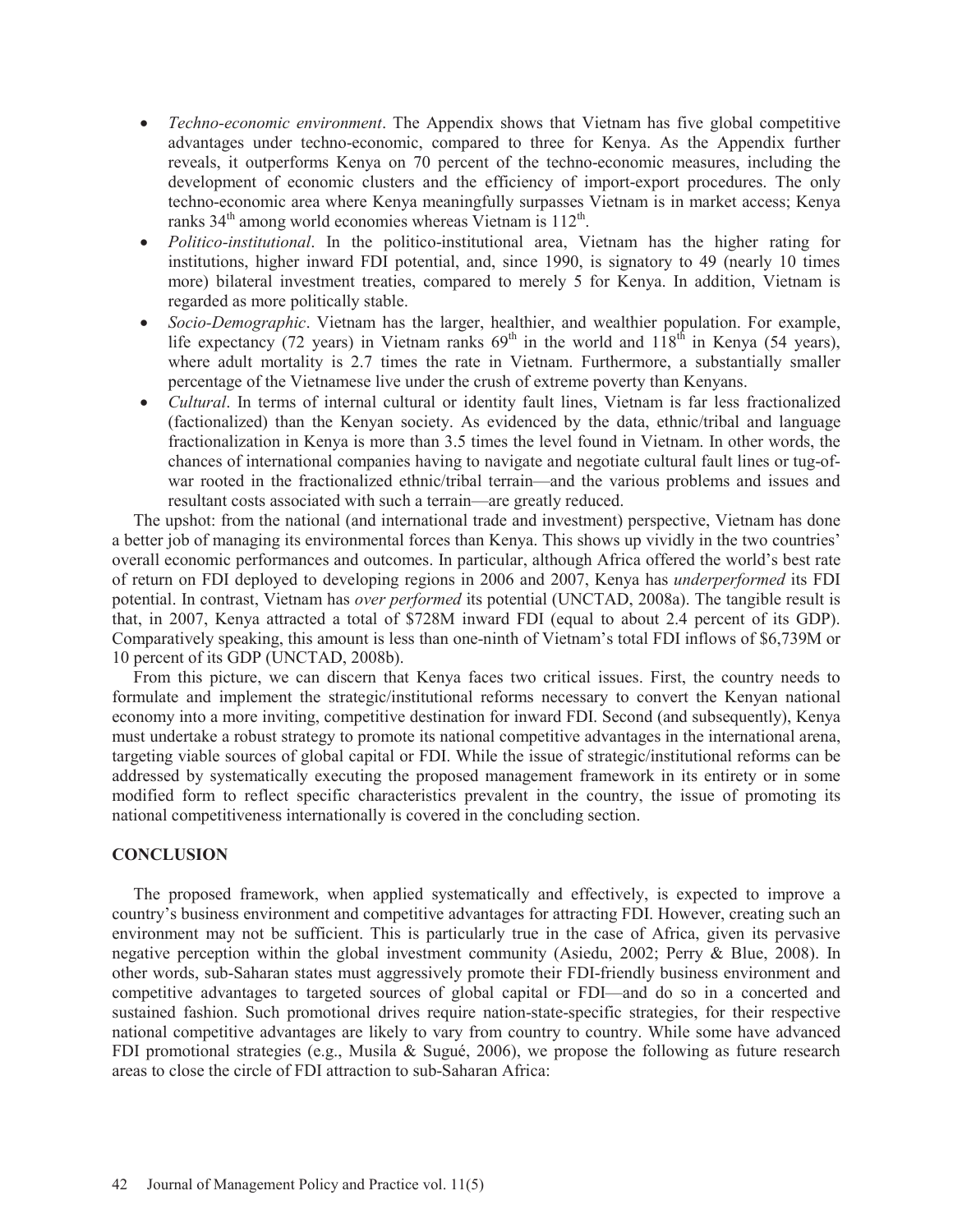- *Techno-economic environment*. The Appendix shows that Vietnam has five global competitive advantages under techno-economic, compared to three for Kenya. As the Appendix further reveals, it outperforms Kenya on 70 percent of the techno-economic measures, including the development of economic clusters and the efficiency of import-export procedures. The only techno-economic area where Kenya meaningfully surpasses Vietnam is in market access; Kenya ranks 34th among world economies whereas Vietnam is 112th.
- *Politico-institutional*. In the politico-institutional area, Vietnam has the higher rating for institutions, higher inward FDI potential, and, since 1990, is signatory to 49 (nearly 10 times more) bilateral investment treaties, compared to merely 5 for Kenya. In addition, Vietnam is regarded as more politically stable.
- *Socio-Demographic*. Vietnam has the larger, healthier, and wealthier population. For example, life expectancy (72 years) in Vietnam ranks 69th in the world and 118th in Kenya (54 years), where adult mortality is 2.7 times the rate in Vietnam. Furthermore, a substantially smaller percentage of the Vietnamese live under the crush of extreme poverty than Kenyans.
- *Cultural*. In terms of internal cultural or identity fault lines, Vietnam is far less fractionalized (factionalized) than the Kenyan society. As evidenced by the data, ethnic/tribal and language fractionalization in Kenya is more than 3.5 times the level found in Vietnam. In other words, the chances of international companies having to navigate and negotiate cultural fault lines or tug-of-war rooted in the fractionalized ethnic/tribal terrain—and the various problems and issues and resultant costs associated with such a terrain—are greatly reduced.

The upshot: from the national (and international trade and investment) perspective, Vietnam has done a better job of managing its environmental forces than Kenya. This shows up vividly in the two countries' overall economic performances and outcomes. In particular, although Africa offered the world's best rate of return on FDI deployed to developing regions in 2006 and 2007, Kenya has *underperformed* its FDI potential. In contrast, Vietnam has *over performed* its potential (UNCTAD, 2008a). The tangible result is that, in 2007, Kenya attracted a total of $728M inward FDI (equal to about 2.4 percent of its GDP). Comparatively speaking, this amount is less than one-ninth of Vietnam's total FDI inflows of $6,739M or 10 percent of its GDP (UNCTAD, 2008b).

From this picture, we can discern that Kenya faces two critical issues. First, the country needs to formulate and implement the strategic/institutional reforms necessary to convert the Kenyan national economy into a more inviting, competitive destination for inward FDI. Second (and subsequently), Kenya must undertake a robust strategy to promote its national competitive advantages in the international arena, targeting viable sources of global capital or FDI. While the issue of strategic/institutional reforms can be addressed by systematically executing the proposed management framework in its entirety or in some modified form to reflect specific characteristics prevalent in the country, the issue of promoting its national competitiveness internationally is covered in the concluding section.

## CONCLUSION

The proposed framework, when applied systematically and effectively, is expected to improve a country's business environment and competitive advantages for attracting FDI. However, creating such an environment may not be sufficient. This is particularly true in the case of Africa, given its pervasive negative perception within the global investment community (Asiedu, 2002; Perry & Blue, 2008). In other words, sub-Saharan states must aggressively promote their FDI-friendly business environment and competitive advantages to targeted sources of global capital or FDI—and do so in a concerted and sustained fashion. Such promotional drives require nation-state-specific strategies, for their respective national competitive advantages are likely to vary from country to country. While some have advanced FDI promotional strategies (e.g., Musila & Sugué, 2006), we propose the following as future research areas to close the circle of FDI attraction to sub-Saharan Africa: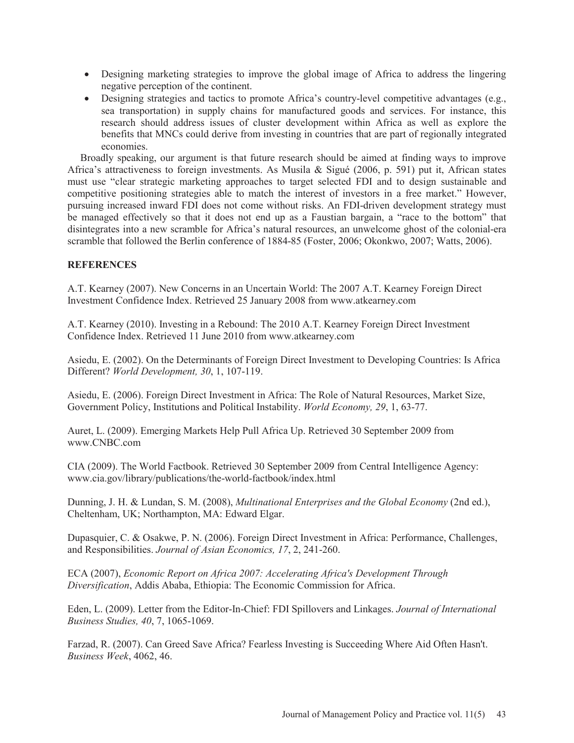- Designing marketing strategies to improve the global image of Africa to address the lingering negative perception of the continent.
- Designing strategies and tactics to promote Africa's country-level competitive advantages (e.g., sea transportation) in supply chains for manufactured goods and services. For instance, this research should address issues of cluster development within Africa as well as explore the benefits that MNCs could derive from investing in countries that are part of regionally integrated economies.

Broadly speaking, our argument is that future research should be aimed at finding ways to improve Africa's attractiveness to foreign investments. As Musila & Sigué (2006, p. 591) put it, African states must use "clear strategic marketing approaches to target selected FDI and to design sustainable and competitive positioning strategies able to match the interest of investors in a free market." However, pursuing increased inward FDI does not come without risks. An FDI-driven development strategy must be managed effectively so that it does not end up as a Faustian bargain, a "race to the bottom" that disintegrates into a new scramble for Africa's natural resources, an unwelcome ghost of the colonial-era scramble that followed the Berlin conference of 1884-85 (Foster, 2006; Okonkwo, 2007; Watts, 2006).

## REFERENCES

A.T. Kearney (2007). New Concerns in an Uncertain World: The 2007 A.T. Kearney Foreign Direct Investment Confidence Index. Retrieved 25 January 2008 from www.atkearney.com

A.T. Kearney (2010). Investing in a Rebound: The 2010 A.T. Kearney Foreign Direct Investment Confidence Index. Retrieved 11 June 2010 from www.atkearney.com

Asiedu, E. (2002). On the Determinants of Foreign Direct Investment to Developing Countries: Is Africa Different? *World Development, 30*, 1, 107-119.

Asiedu, E. (2006). Foreign Direct Investment in Africa: The Role of Natural Resources, Market Size, Government Policy, Institutions and Political Instability. *World Economy, 29*, 1, 63-77.

Auret, L. (2009). Emerging Markets Help Pull Africa Up. Retrieved 30 September 2009 from www.CNBC.com

CIA (2009). The World Factbook. Retrieved 30 September 2009 from Central Intelligence Agency: www.cia.gov/library/publications/the-world-factbook/index.html

Dunning, J. H. & Lundan, S. M. (2008), *Multinational Enterprises and the Global Economy* (2nd ed.), Cheltenham, UK; Northampton, MA: Edward Elgar.

Dupasquier, C. & Osakwe, P. N. (2006). Foreign Direct Investment in Africa: Performance, Challenges, and Responsibilities. *Journal of Asian Economics, 17*, 2, 241-260.

ECA (2007), *Economic Report on Africa 2007: Accelerating Africa's Development Through Diversification*, Addis Ababa, Ethiopia: The Economic Commission for Africa.

Eden, L. (2009). Letter from the Editor-In-Chief: FDI Spillovers and Linkages. *Journal of International Business Studies, 40*, 7, 1065-1069.

Farzad, R. (2007). Can Greed Save Africa? Fearless Investing is Succeeding Where Aid Often Hasn't. *Business Week*, 4062, 46.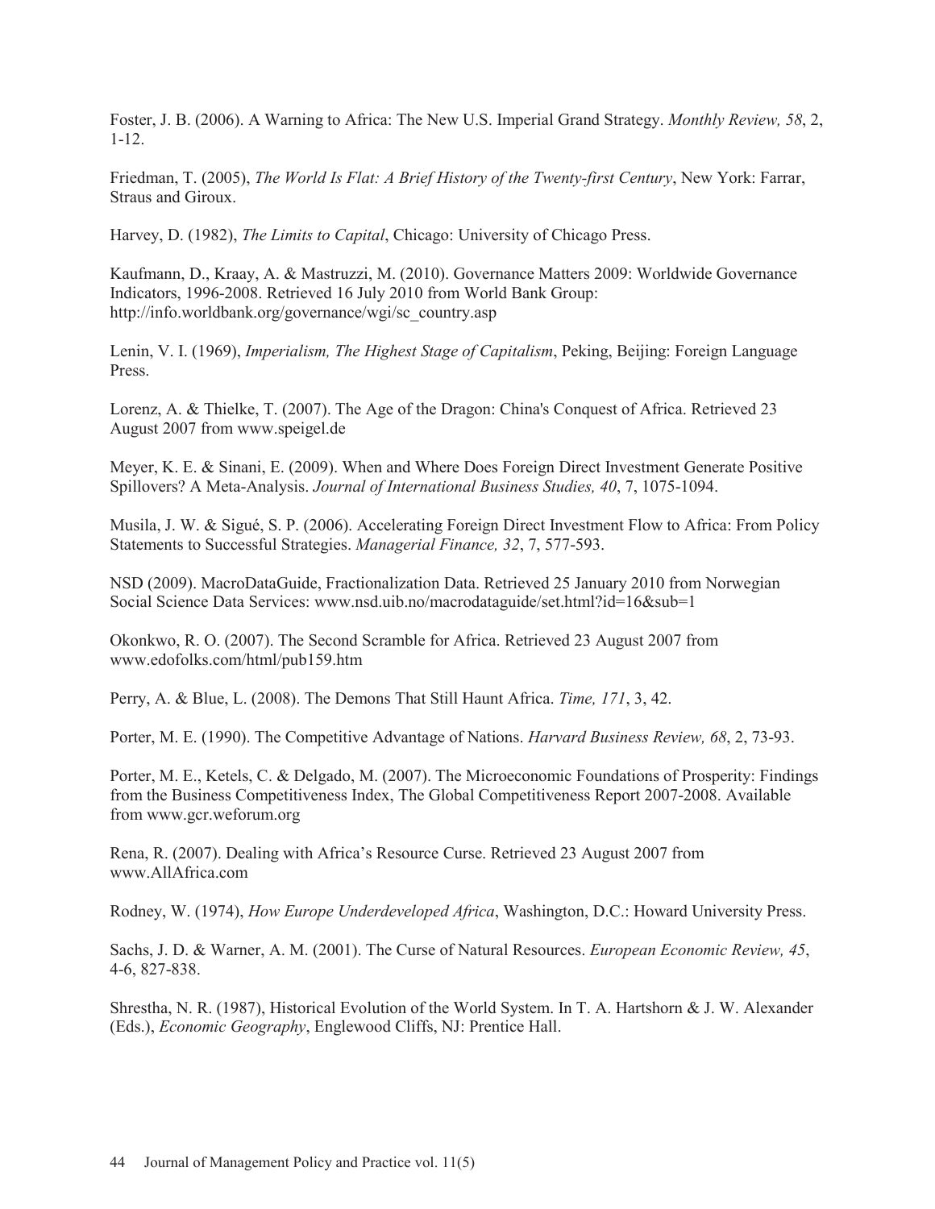Foster, J. B. (2006). A Warning to Africa: The New U.S. Imperial Grand Strategy. *Monthly Review, 58*, 2, 1-12.

Friedman, T. (2005), *The World Is Flat: A Brief History of the Twenty-first Century*, New York: Farrar, Straus and Giroux.

Harvey, D. (1982), *The Limits to Capital*, Chicago: University of Chicago Press.

Kaufmann, D., Kraay, A. & Mastruzzi, M. (2010). Governance Matters 2009: Worldwide Governance Indicators, 1996-2008. Retrieved 16 July 2010 from World Bank Group: http://info.worldbank.org/governance/wgi/sc_country.asp

Lenin, V. I. (1969), *Imperialism, The Highest Stage of Capitalism*, Peking, Beijing: Foreign Language Press.

Lorenz, A. & Thielke, T. (2007). The Age of the Dragon: China's Conquest of Africa. Retrieved 23 August 2007 from www.speigel.de

Meyer, K. E. & Sinani, E. (2009). When and Where Does Foreign Direct Investment Generate Positive Spillovers? A Meta-Analysis. *Journal of International Business Studies, 40*, 7, 1075-1094.

Musila, J. W. & Sigué, S. P. (2006). Accelerating Foreign Direct Investment Flow to Africa: From Policy Statements to Successful Strategies. *Managerial Finance, 32*, 7, 577-593.

NSD (2009). MacroDataGuide, Fractionalization Data. Retrieved 25 January 2010 from Norwegian Social Science Data Services: www.nsd.uib.no/macrodataguide/set.html?id=16&sub=1

Okonkwo, R. O. (2007). The Second Scramble for Africa. Retrieved 23 August 2007 from www.edofolks.com/html/pub159.htm

Perry, A. & Blue, L. (2008). The Demons That Still Haunt Africa. *Time, 171*, 3, 42.

Porter, M. E. (1990). The Competitive Advantage of Nations. *Harvard Business Review, 68*, 2, 73-93.

Porter, M. E., Ketels, C. & Delgado, M. (2007). The Microeconomic Foundations of Prosperity: Findings from the Business Competitiveness Index, The Global Competitiveness Report 2007-2008. Available from www.gcr.weforum.org

Rena, R. (2007). Dealing with Africa's Resource Curse. Retrieved 23 August 2007 from www.AllAfrica.com

Rodney, W. (1974), *How Europe Underdeveloped Africa*, Washington, D.C.: Howard University Press.

Sachs, J. D. & Warner, A. M. (2001). The Curse of Natural Resources. *European Economic Review, 45*, 4-6, 827-838.

Shrestha, N. R. (1987), Historical Evolution of the World System. In T. A. Hartshorn & J. W. Alexander (Eds.), *Economic Geography*, Englewood Cliffs, NJ: Prentice Hall.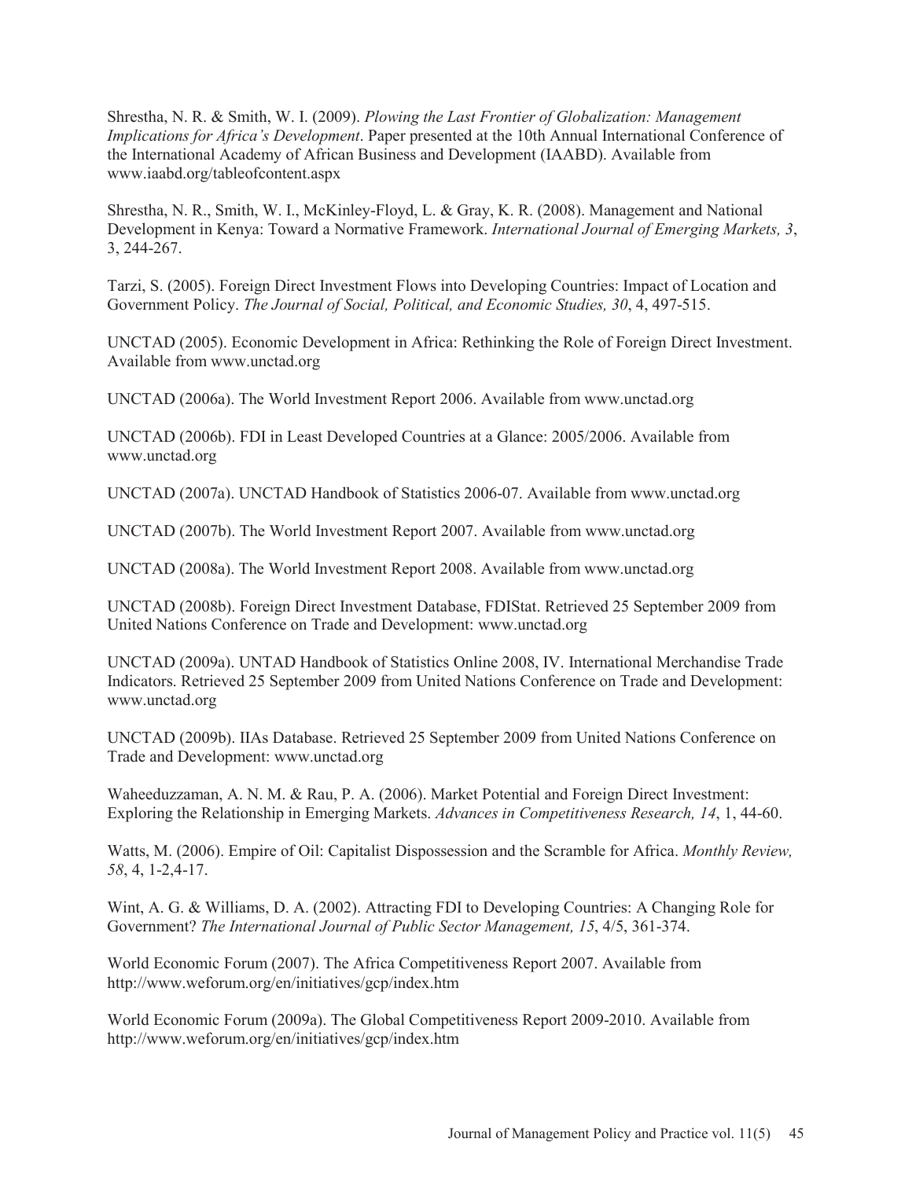Shrestha, N. R. & Smith, W. I. (2009). *Plowing the Last Frontier of Globalization: Management Implications for Africa's Development*. Paper presented at the 10th Annual International Conference of the International Academy of African Business and Development (IAABD). Available from www.iaabd.org/tableofcontent.aspx

Shrestha, N. R., Smith, W. I., McKinley-Floyd, L. & Gray, K. R. (2008). Management and National Development in Kenya: Toward a Normative Framework. *International Journal of Emerging Markets, 3*, 3, 244-267.

Tarzi, S. (2005). Foreign Direct Investment Flows into Developing Countries: Impact of Location and Government Policy. *The Journal of Social, Political, and Economic Studies, 30*, 4, 497-515.

UNCTAD (2005). Economic Development in Africa: Rethinking the Role of Foreign Direct Investment. Available from www.unctad.org

UNCTAD (2006a). The World Investment Report 2006. Available from www.unctad.org

UNCTAD (2006b). FDI in Least Developed Countries at a Glance: 2005/2006. Available from www.unctad.org

UNCTAD (2007a). UNCTAD Handbook of Statistics 2006-07. Available from www.unctad.org

UNCTAD (2007b). The World Investment Report 2007. Available from www.unctad.org

UNCTAD (2008a). The World Investment Report 2008. Available from www.unctad.org

UNCTAD (2008b). Foreign Direct Investment Database, FDIStat. Retrieved 25 September 2009 from United Nations Conference on Trade and Development: www.unctad.org

UNCTAD (2009a). UNTAD Handbook of Statistics Online 2008, IV. International Merchandise Trade Indicators. Retrieved 25 September 2009 from United Nations Conference on Trade and Development: www.unctad.org

UNCTAD (2009b). IIAs Database. Retrieved 25 September 2009 from United Nations Conference on Trade and Development: www.unctad.org

Waheeduzzaman, A. N. M. & Rau, P. A. (2006). Market Potential and Foreign Direct Investment: Exploring the Relationship in Emerging Markets. *Advances in Competitiveness Research, 14*, 1, 44-60.

Watts, M. (2006). Empire of Oil: Capitalist Dispossession and the Scramble for Africa. *Monthly Review, 58*, 4, 1-2,4-17.

Wint, A. G. & Williams, D. A. (2002). Attracting FDI to Developing Countries: A Changing Role for Government? *The International Journal of Public Sector Management, 15*, 4/5, 361-374.

World Economic Forum (2007). The Africa Competitiveness Report 2007. Available from http://www.weforum.org/en/initiatives/gcp/index.htm

World Economic Forum (2009a). The Global Competitiveness Report 2009-2010. Available from http://www.weforum.org/en/initiatives/gcp/index.htm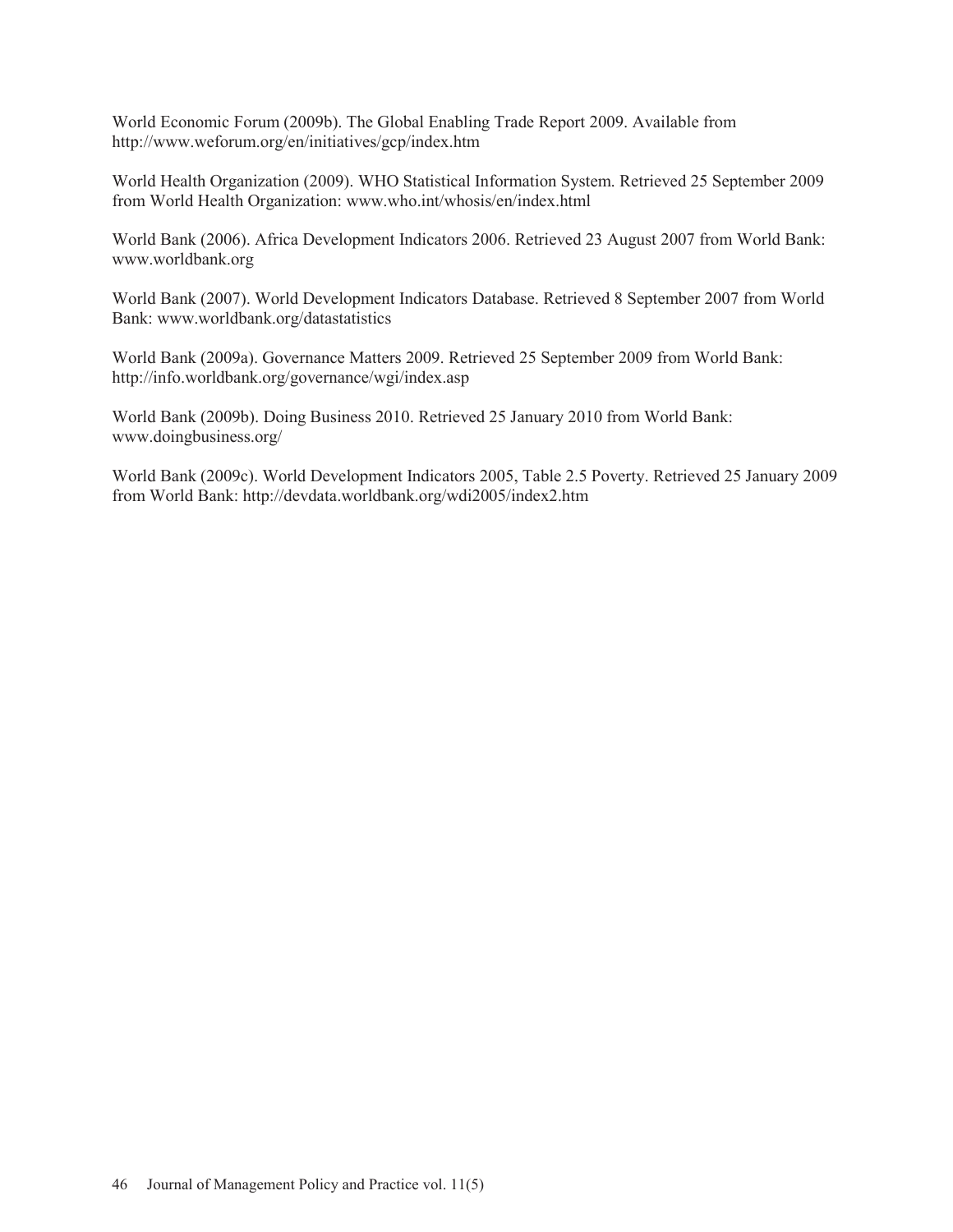World Economic Forum (2009b). The Global Enabling Trade Report 2009. Available from http://www.weforum.org/en/initiatives/gcp/index.htm

World Health Organization (2009). WHO Statistical Information System. Retrieved 25 September 2009 from World Health Organization: www.who.int/whosis/en/index.html

World Bank (2006). Africa Development Indicators 2006. Retrieved 23 August 2007 from World Bank: www.worldbank.org

World Bank (2007). World Development Indicators Database. Retrieved 8 September 2007 from World Bank: www.worldbank.org/datastatistics

World Bank (2009a). Governance Matters 2009. Retrieved 25 September 2009 from World Bank: http://info.worldbank.org/governance/wgi/index.asp

World Bank (2009b). Doing Business 2010. Retrieved 25 January 2010 from World Bank: www.doingbusiness.org/

World Bank (2009c). World Development Indicators 2005, Table 2.5 Poverty. Retrieved 25 January 2009 from World Bank: http://devdata.worldbank.org/wdi2005/index2.htm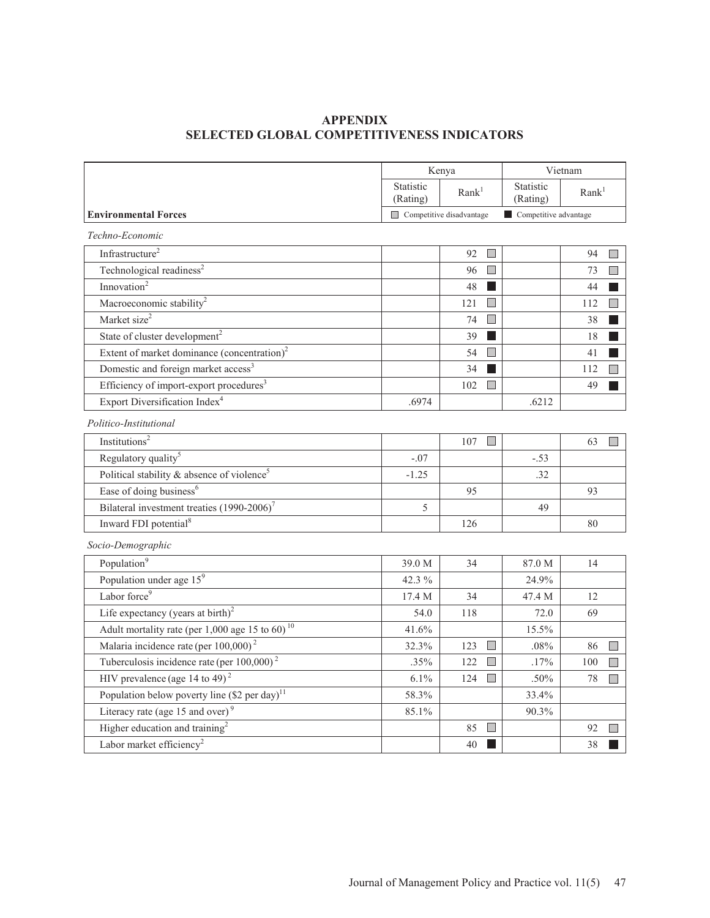## APPENDIX
## SELECTED GLOBAL COMPETITIVENESS INDICATORS

| | Kenya | | Vietnam | |
|---|---|---|---|---|
| | Statistic (Rating) | Rank[1] | Statistic (Rating) | Rank[1] |
| **Environmental Forces** | ☐ Competitive disadvantage | | ■ Competitive advantage | |
| *Techno-Economic* | | | | |
| Infrastructure[2] | | 92 ☐ | | 94 ☐ |
| Technological readiness[2] | | 96 ☐ | | 73 ☐ |
| Innovation[2] | | 48 ■ | | 44 ■ |
| Macroeconomic stability[2] | | 121 ☐ | | 112 ☐ |
| Market size[2] | | 74 ☐ | | 38 ■ |
| State of cluster development[2] | | 39 ■ | | 18 ■ |
| Extent of market dominance (concentration)[2] | | 54 ☐ | | 41 ■ |
| Domestic and foreign market access[3] | | 34 ■ | | 112 ☐ |
| Efficiency of import-export procedures[3] | | 102 ☐ | | 49 ■ |
| Export Diversification Index[4] | .6974 | | .6212 | |
| *Politico-Institutional* | | | | |
| Institutions[2] | | 107 ☐ | | 63 ☐ |
| Regulatory quality[5] | -.07 | | -.53 | |
| Political stability & absence of violence[5] | -1.25 | | .32 | |
| Ease of doing business[6] | | 95 | | 93 |
| Bilateral investment treaties (1990-2006)[7] | 5 | | 49 | |
| Inward FDI potential[8] | | 126 | | 80 |
| *Socio-Demographic* | | | | |
| Population[9] | 39.0 M | 34 | 87.0 M | 14 |
| Population under age 15[9] | 42.3 % | | 24.9% | |
| Labor force[9] | 17.4 M | 34 | 47.4 M | 12 |
| Life expectancy (years at birth)[2] | 54.0 | 118 | 72.0 | 69 |
| Adult mortality rate (per 1,000 age 15 to 60)[10] | 41.6% | | 15.5% | |
| Malaria incidence rate (per 100,000)[2] | 32.3% | 123 ☐ | .08% | 86 ☐ |
| Tuberculosis incidence rate (per 100,000)[2] | .35% | 122 ☐ | .17% | 100 ☐ |
| HIV prevalence (age 14 to 49)[2] | 6.1% | 124 ☐ | .50% | 78 ☐ |
| Population below poverty line ($2 per day)[11] | 58.3% | | 33.4% | |
| Literacy rate (age 15 and over)[9] | 85.1% | | 90.3% | |
| Higher education and training[2] | | 85 ☐ | | 92 ☐ |
| Labor market efficiency[2] | | 40 ■ | | 38 ■ |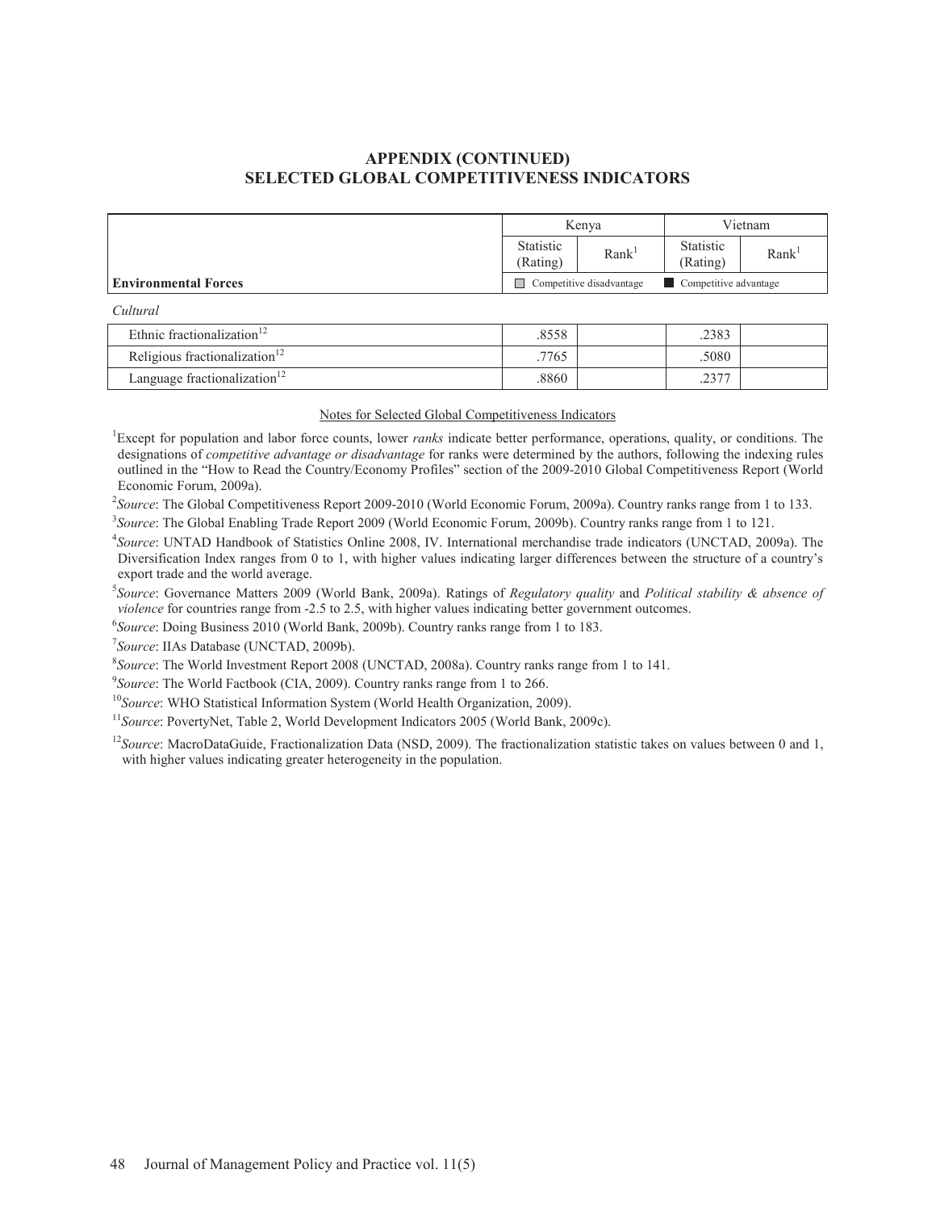## APPENDIX (CONTINUED)
## SELECTED GLOBAL COMPETITIVENESS INDICATORS

| | Kenya | | Vietnam | |
|---|---|---|---|---|
| | Statistic (Rating) | Rank[1] | Statistic (Rating) | Rank[1] |
| **Environmental Forces** | ☐ Competitive disadvantage | | ■ Competitive advantage | |
| *Cultural* | | | | |
| Ethnic fractionalization[12] | .8558 | | .2383 | |
| Religious fractionalization[12] | .7765 | | .5080 | |
| Language fractionalization[12] | .8860 | | .2377 | |

Notes for Selected Global Competitiveness Indicators

[1]Except for population and labor force counts, lower *ranks* indicate better performance, operations, quality, or conditions. The designations of *competitive advantage or disadvantage* for ranks were determined by the authors, following the indexing rules outlined in the "How to Read the Country/Economy Profiles" section of the 2009-2010 Global Competitiveness Report (World Economic Forum, 2009a).

[2]*Source*: The Global Competitiveness Report 2009-2010 (World Economic Forum, 2009a). Country ranks range from 1 to 133.

[3]*Source*: The Global Enabling Trade Report 2009 (World Economic Forum, 2009b). Country ranks range from 1 to 121.

[4]*Source*: UNTAD Handbook of Statistics Online 2008, IV. International merchandise trade indicators (UNCTAD, 2009a). The Diversification Index ranges from 0 to 1, with higher values indicating larger differences between the structure of a country's export trade and the world average.

[5]*Source*: Governance Matters 2009 (World Bank, 2009a). Ratings of *Regulatory quality* and *Political stability & absence of violence* for countries range from -2.5 to 2.5, with higher values indicating better government outcomes.

[6]*Source*: Doing Business 2010 (World Bank, 2009b). Country ranks range from 1 to 183.

[7]*Source*: IIAs Database (UNCTAD, 2009b).

[8]*Source*: The World Investment Report 2008 (UNCTAD, 2008a). Country ranks range from 1 to 141.

[9]*Source*: The World Factbook (CIA, 2009). Country ranks range from 1 to 266.

[10]*Source*: WHO Statistical Information System (World Health Organization, 2009).

[11]*Source*: PovertyNet, Table 2, World Development Indicators 2005 (World Bank, 2009c).

[12]*Source*: MacroDataGuide, Fractionalization Data (NSD, 2009). The fractionalization statistic takes on values between 0 and 1, with higher values indicating greater heterogeneity in the population.